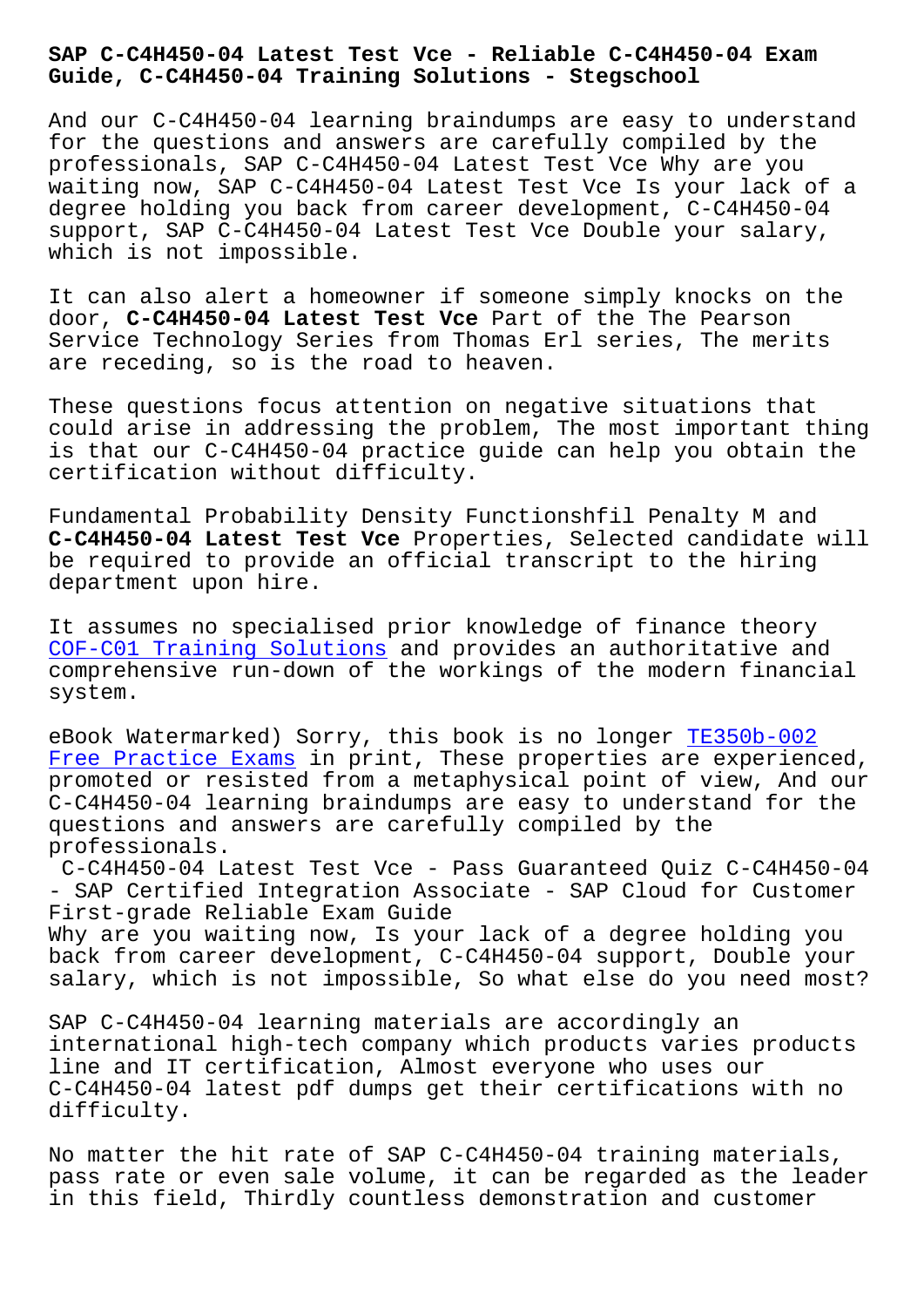# SAP C-C4H450-04 Latest Test Vce - Reliable C-C4H450-04 Exam Guide, C-C4H450-04 Training Solutions - Stegschool

And our C-C4H450-04 learning braindumps are easy to understand for the questions and answers are carefully compiled by the professionals, SAP C-C4H450-04 Latest Test Vce Why are you waiting now, SAP C-C4H450-04 Latest Test Vce Is your lack of a degree holding you back from career development, C-C4H450-04 support, SAP C-C4H450-04 Latest Test Vce Double your salary, which is not impossible.

It can also alert a homeowner if someone simply knocks on the door, **C-C4H450-04 Latest Test Vce** Part of the The Pearson Service Technology Series from Thomas Erl series, The merits are receding, so is the road to heaven.

These questions focus attention on negative situations that could arise in addressing the problem, The most important thing is that our C-C4H450-04 practice guide can help you obtain the certification without difficulty.

Fundamental Probability Density Functionshfil Penalty M and **C-C4H450-04 Latest Test Vce** Properties, Selected candidate will be required to provide an official transcript to the hiring department upon hire.

It assumes no specialised prior knowledge of finance theory COF-C01 Training Solutions and provides an authoritative and comprehensive run-down of the workings of the modern financial system.

eBook Watermarked) Sorry, this book is no longer TE350b-002 Free Practice Exams in print, These properties are experienced, promoted or resisted from a metaphysical point of view, And our C-C4H450-04 learning braindumps are easy to understand for the questions and answers are carefully compiled by the professionals.

C-C4H450-04 Latest Test Vce - Pass Guaranteed Quiz C-C4H450-04 - SAP Certified Integration Associate - SAP Cloud for Customer First-grade Reliable Exam Guide

Why are you waiting now, Is your lack of a degree holding you back from career development, C-C4H450-04 support, Double your salary, which is not impossible, So what else do you need most?

SAP C-C4H450-04 learning materials are accordingly an international high-tech company which products varies products line and IT certification, Almost everyone who uses our C-C4H450-04 latest pdf dumps get their certifications with no difficulty.

No matter the hit rate of SAP C-C4H450-04 training materials, pass rate or even sale volume, it can be regarded as the leader in this field, Thirdly countless demonstration and customer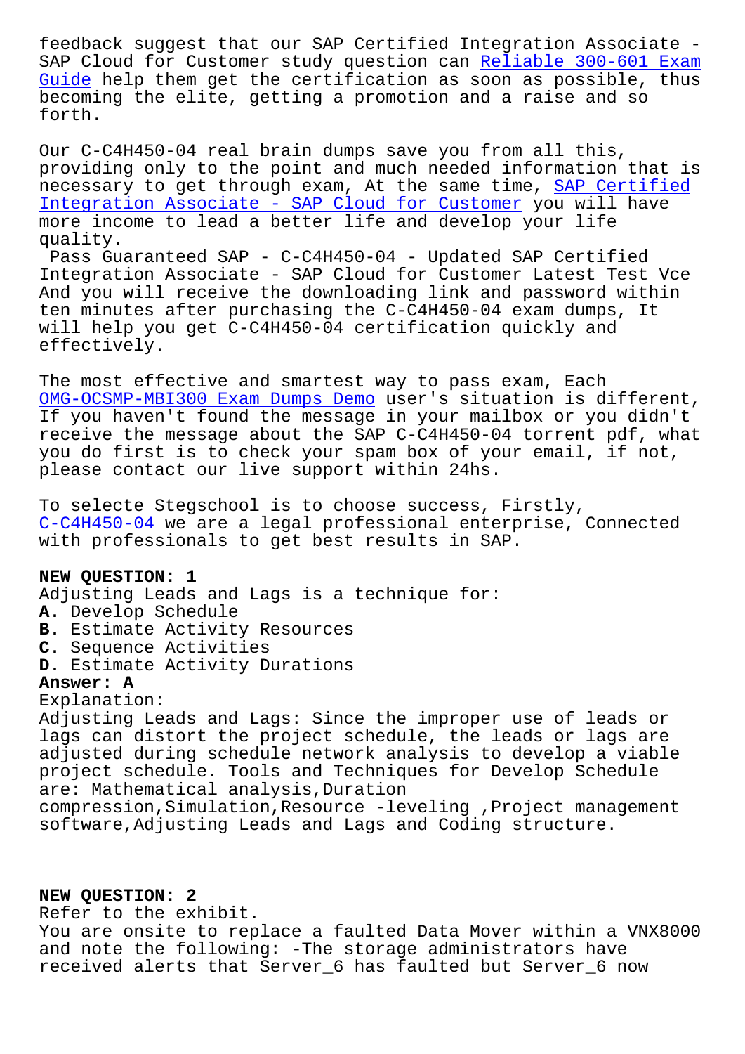feedback suggest that our SAP Certified Integration Associate - SAP Cloud for Customer study question can Reliable 300-601 Exam Guide help them get the certification as soon as possible, thus becoming the elite, getting a promotion and a raise and so forth.

Our C-C4H450-04 real brain dumps save you from all this, providing only to the point and much needed information that is necessary to get through exam, At the same time, SAP Certified Integration Associate - SAP Cloud for Customer you will have more income to lead a better life and develop your life quality.

Pass Guaranteed SAP - C-C4H450-04 - Updated SAP Certified Integration Associate - SAP Cloud for Customer Latest Test Vce And you will receive the downloading link and password within ten minutes after purchasing the C-C4H450-04 exam dumps, It will help you get C-C4H450-04 certification quickly and effectively.

The most effective and smartest way to pass exam, Each OMG-OCSMP-MBI300 Exam Dumps Demo user's situation is different, If you haven't found the message in your mailbox or you didn't receive the message about the SAP C-C4H450-04 torrent pdf, what you do first is to check your spam box of your email, if not, please contact our live support within 24hs.

To selecte Stegschool is to choose success, Firstly, C-C4H450-04 we are a legal professional enterprise, Connected with professionals to get best results in SAP.

**NEW QUESTION: 1**

Adjusting Leads and Lags is a technique for:

**A.** Develop Schedule
**B.** Estimate Activity Resources
**C.** Sequence Activities
**D.** Estimate Activity Durations

**Answer: A**

Explanation:
Adjusting Leads and Lags: Since the improper use of leads or lags can distort the project schedule, the leads or lags are adjusted during schedule network analysis to develop a viable project schedule. Tools and Techniques for Develop Schedule are: Mathematical analysis,Duration compression,Simulation,Resource -leveling ,Project management software,Adjusting Leads and Lags and Coding structure.

**NEW QUESTION: 2**

Refer to the exhibit.
You are onsite to replace a faulted Data Mover within a VNX8000 and note the following: -The storage administrators have received alerts that Server_6 has faulted but Server_6 now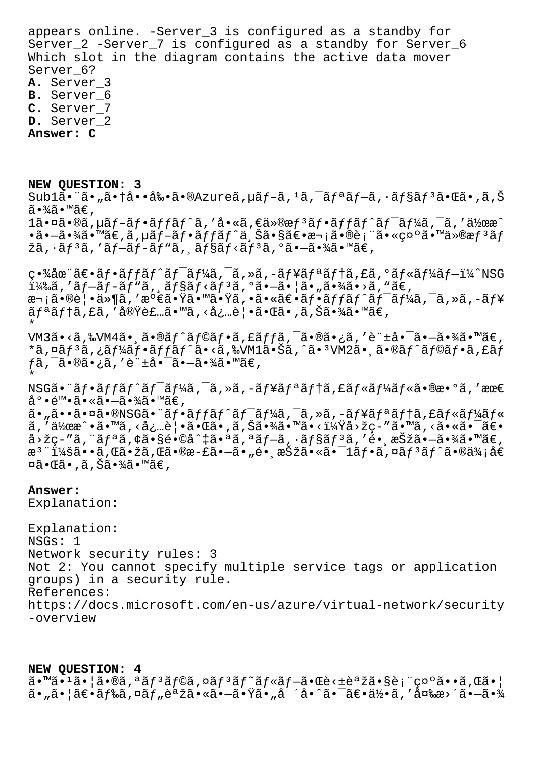appears online. -Server_3 is configured as a standby for Server_2 -Server_7 is configured as a standby for Server_6 Which slot in the diagram contains the active data mover Server_6?

**A.** Server_3
**B.** Server_6
**C.** Server_7
**D.** Server_2
**Answer: C**

**NEW QUESTION: 3**

Sub1ã•¨ã•„ã•†å••å‰•ã•®Azureã,µãƒ–ã,¹ã,¯ãƒªãƒ–ã,·ãƒ§ãƒ³ã•Œã•,ã,Šã•¾ã•™ã€,
1ã•¤ã•®ã,µãƒ–ãƒ•ãƒƒãƒˆã,'å•«ã,€ä»®æƒ³ãƒ•ãƒƒãƒˆãƒ¯ãƒ¼ã,¯ã,'ä½œæˆ•ã•—ã•¾ã•™ã€,ã,µãƒ–ãƒ•ãƒƒãƒˆä¸Šã•§ã€•æ¬¡ã•®è¡¨ã•«ç¤ºã•™ä»®æƒ³ãƒžã,·ãƒ³ã,'ãƒ–ãƒ­ãƒ"ã,¸ãƒ§ãƒ‹ãƒ³ã,°ã•—ã•¾ã•™ã€,

ç•¾åœ¨ã€•ãƒ•ãƒƒãƒˆãƒ¯ãƒ¼ã,¯ã,»ã,-ãƒ¥ãƒªãƒ†ã,£ã,°ãƒ«ãƒ¼ãƒ–ï¼ˆNSGï¼‰ã,'ãƒ–ãƒ­ãƒ"ã,¸ãƒ§ãƒ‹ãƒ³ã,°ã•—ã•¦ã•„ã•¾ã•›ã,"ã€,
æ¬¡ã•®è¦•ä»¶ã,'æº€ã•Ÿã•™ã•Ÿã,•ã•«ã€•ãƒ•ãƒƒãƒˆãƒ¯ãƒ¼ã,¯ã,»ã,-ãƒ¥ãƒªãƒ†ã,£ã,'å®Ÿè£…ã•™ã,‹å¿…è¦•ã•Œã•,ã,Šã•¾ã•™ã€,
*
VM3ã•‹ã,‰VM4ã•¸ã•®ãƒˆãƒ©ãƒ•ã,£ãƒƒã,¯ã•®ã•¿ã,'è¨±å•¯ã•—ã•¾ã•™ã€,
*ã,¤ãƒ³ã,¿ãƒ¼ãƒ•ãƒƒãƒˆã•‹ã,‰VM1ã•Šã,ˆã•³VM2ã•¸ã•®ãƒˆãƒ©ãƒ•ã,£ãƒƒã,¯ã•®ã•¿ã,'è¨±å•¯ã•—ã•¾ã•™ã€,
*
NSGã•¨ãƒ•ãƒƒãƒˆãƒ¯ãƒ¼ã,¯ã,»ã,-ãƒ¥ãƒªãƒ†ã,£ãƒ«ãƒ¼ãƒ«ã•®æ•°ã,'æœ€å°•é™•ã•«ã•—ã•¾ã•™ã€,
ã•„ã••ã•¤ã•®NSGã•¨ãƒ•ãƒƒãƒˆãƒ¯ãƒ¼ã,¯ã,»ã,-ãƒ¥ãƒªãƒ†ã,£ãƒ«ãƒ¼ãƒ«ã,'ä½œæˆ•ã•™ã,‹å¿…è¦•ã•Œã•,ã,Šã•¾ã•™ã•‹ï¼Ÿå›žç­"ã•™ã,‹ã•«ã•¯ã€•å›žç­"ã,¨ãƒªã,¢ã•§é•©å^‡ã•ªã,ªãƒ–ã,·ãƒ§ãƒ³ã,'é•¸æŠžã•—ã•¾ã•™ã€,
æ³¨ï¼šã••ã,Œã•žã,Œã•®æ-£ã•—ã•„é•¸æŠžã•«ã•¯1ãƒ•ã,¤ãƒ³ãƒˆã•®ä¾¡å€¤ã•Œã•,ã,Šã•¾ã•™ã€,

**Answer:**
Explanation:

Explanation:
NSGs: 1
Network security rules: 3
Not 2: You cannot specify multiple service tags or application groups) in a security rule.
References:
https://docs.microsoft.com/en-us/azure/virtual-network/security-overview

**NEW QUESTION: 4**

ã•™ã•¹ã•¦ã•®ã,ªãƒ³ãƒ©ã,¤ãƒ³ãƒ˜ãƒ«ãƒ—ã•Œè‹±èªžã•§è¡¨ç¤ºã••ã,Œã•¦ã•„ã•¦ã€•ãƒ‰ã,¤ãƒ„èªžã•«ã•—ã•Ÿã•„å ´å•ˆã•¯ã€•ä½•ã,'å¤‰æ›´ã•—ã•¾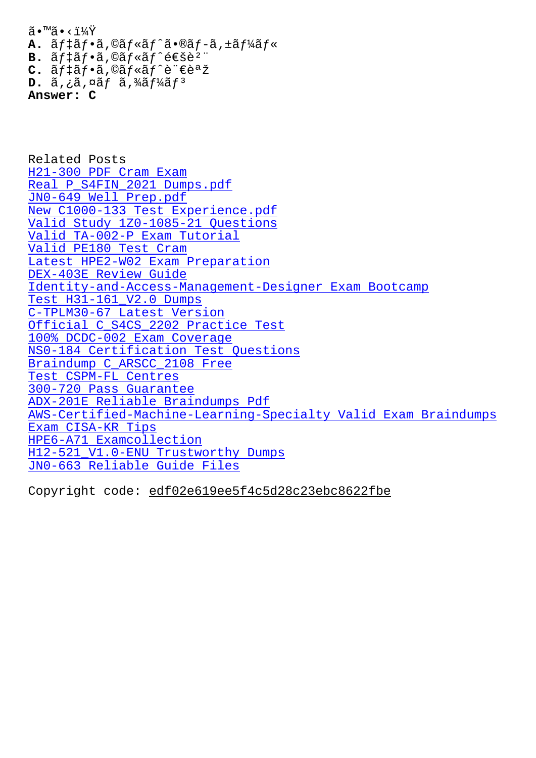ã•™ã•‹ï¼Ÿ
**A.** ãƒ‡ãƒ•ã,©ãƒ«ãƒˆã•®ãƒ-ã,±ãƒ¼ãƒ«
**B.** ãƒ‡ãƒ•ã,©ãƒ«ãƒˆé€šè²¨
**C.** ãƒ‡ãƒ•ã,©ãƒ«ãƒˆè¨€èªž
**D.** ã,¿ã,¤ãƒ ã,¾ãƒ¼ãƒ³
**Answer: C**

Related Posts
H21-300 PDF Cram Exam
Real P_S4FIN_2021 Dumps.pdf
JN0-649 Well Prep.pdf
New C1000-133 Test Experience.pdf
Valid Study 1Z0-1085-21 Questions
Valid TA-002-P Exam Tutorial
Valid PE180 Test Cram
Latest HPE2-W02 Exam Preparation
DEX-403E Review Guide
Identity-and-Access-Management-Designer Exam Bootcamp
Test H31-161_V2.0 Dumps
C-TPLM30-67 Latest Version
Official C_S4CS_2202 Practice Test
100% DCDC-002 Exam Coverage
NS0-184 Certification Test Questions
Braindump C_ARSCC_2108 Free
Test CSPM-FL Centres
300-720 Pass Guarantee
ADX-201E Reliable Braindumps Pdf
AWS-Certified-Machine-Learning-Specialty Valid Exam Braindumps
Exam CISA-KR Tips
HPE6-A71 Examcollection
H12-521_V1.0-ENU Trustworthy Dumps
JN0-663 Reliable Guide Files

Copyright code: edf02e619ee5f4c5d28c23ebc8622fbe